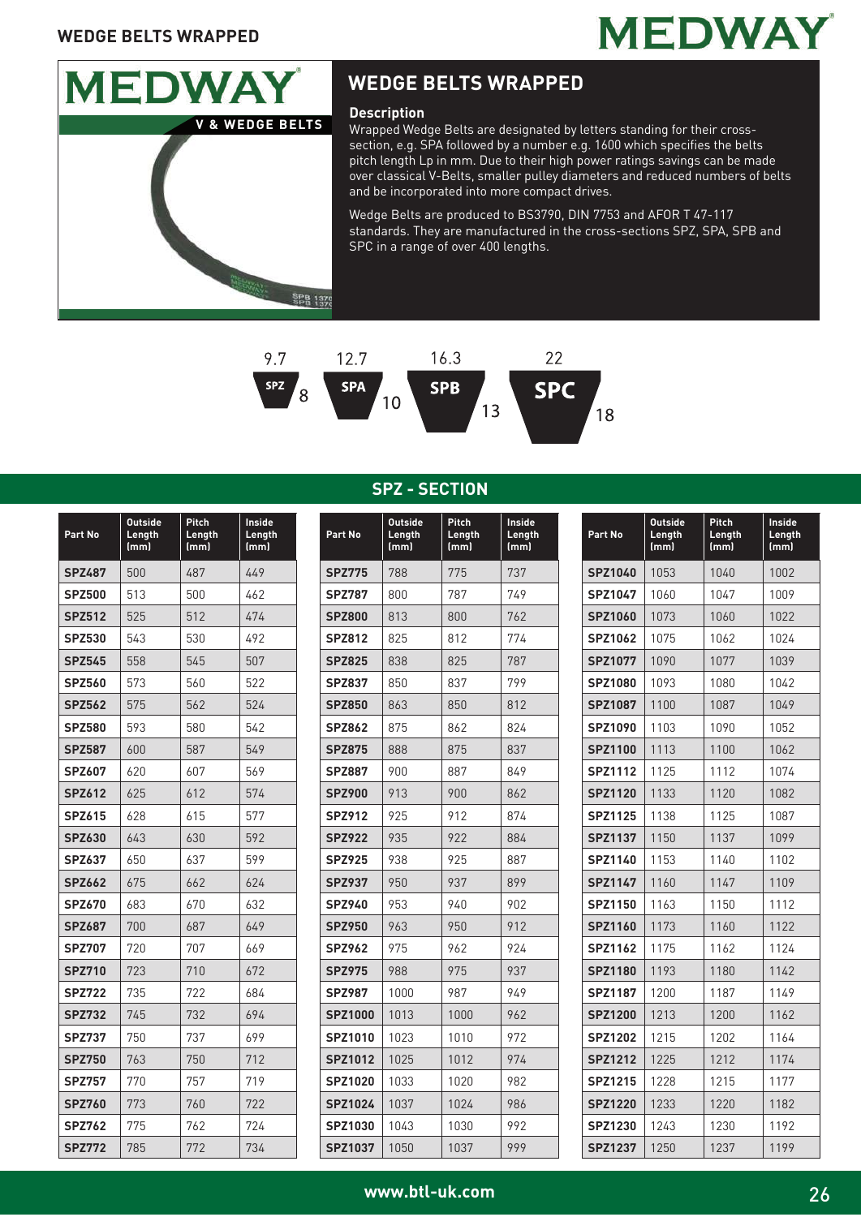# WEDGE BELTS WRAPPED

## WEDGE BELTS WRAPPED

### Description

Wrapped Wedge Belts are designated by letters standing for their cross-section, e.g. SPA followed by a number e.g. 1600 which specifies the belts pitch length Lp in mm. Due to their high power ratings savings can be made over classical V-Belts, smaller pulley diameters and reduced numbers of belts and be incorporated into more compact drives.

Wedge Belts are produced to BS3790, DIN 7753 and AFOR T 47-117 standards. They are manufactured in the cross-sections SPZ, SPA, SPB and SPC in a range of over 400 lengths.

| Section | Top width (mm) | Height (mm) |
|---|---|---|
| SPZ | 9.7 | 8 |
| SPA | 12.7 | 10 |
| SPB | 16.3 | 13 |
| SPC | 22 | 18 |

## SPZ - SECTION

| Part No | Outside Length (mm) | Pitch Length (mm) | Inside Length (mm) |
|---|---|---|---|
| **SPZ487** | 500 | 487 | 449 |
| **SPZ500** | 513 | 500 | 462 |
| **SPZ512** | 525 | 512 | 474 |
| **SPZ530** | 543 | 530 | 492 |
| **SPZ545** | 558 | 545 | 507 |
| **SPZ560** | 573 | 560 | 522 |
| **SPZ562** | 575 | 562 | 524 |
| **SPZ580** | 593 | 580 | 542 |
| **SPZ587** | 600 | 587 | 549 |
| **SPZ607** | 620 | 607 | 569 |
| **SPZ612** | 625 | 612 | 574 |
| **SPZ615** | 628 | 615 | 577 |
| **SPZ630** | 643 | 630 | 592 |
| **SPZ637** | 650 | 637 | 599 |
| **SPZ662** | 675 | 662 | 624 |
| **SPZ670** | 683 | 670 | 632 |
| **SPZ687** | 700 | 687 | 649 |
| **SPZ707** | 720 | 707 | 669 |
| **SPZ710** | 723 | 710 | 672 |
| **SPZ722** | 735 | 722 | 684 |
| **SPZ732** | 745 | 732 | 694 |
| **SPZ737** | 750 | 737 | 699 |
| **SPZ750** | 763 | 750 | 712 |
| **SPZ757** | 770 | 757 | 719 |
| **SPZ760** | 773 | 760 | 722 |
| **SPZ762** | 775 | 762 | 724 |
| **SPZ772** | 785 | 772 | 734 |
| **SPZ775** | 788 | 775 | 737 |
| **SPZ787** | 800 | 787 | 749 |
| **SPZ800** | 813 | 800 | 762 |
| **SPZ812** | 825 | 812 | 774 |
| **SPZ825** | 838 | 825 | 787 |
| **SPZ837** | 850 | 837 | 799 |
| **SPZ850** | 863 | 850 | 812 |
| **SPZ862** | 875 | 862 | 824 |
| **SPZ875** | 888 | 875 | 837 |
| **SPZ887** | 900 | 887 | 849 |
| **SPZ900** | 913 | 900 | 862 |
| **SPZ912** | 925 | 912 | 874 |
| **SPZ922** | 935 | 922 | 884 |
| **SPZ925** | 938 | 925 | 887 |
| **SPZ937** | 950 | 937 | 899 |
| **SPZ940** | 953 | 940 | 902 |
| **SPZ950** | 963 | 950 | 912 |
| **SPZ962** | 975 | 962 | 924 |
| **SPZ975** | 988 | 975 | 937 |
| **SPZ987** | 1000 | 987 | 949 |
| **SPZ1000** | 1013 | 1000 | 962 |
| **SPZ1010** | 1023 | 1010 | 972 |
| **SPZ1012** | 1025 | 1012 | 974 |
| **SPZ1020** | 1033 | 1020 | 982 |
| **SPZ1024** | 1037 | 1024 | 986 |
| **SPZ1030** | 1043 | 1030 | 992 |
| **SPZ1037** | 1050 | 1037 | 999 |
| **SPZ1040** | 1053 | 1040 | 1002 |
| **SPZ1047** | 1060 | 1047 | 1009 |
| **SPZ1060** | 1073 | 1060 | 1022 |
| **SPZ1062** | 1075 | 1062 | 1024 |
| **SPZ1077** | 1090 | 1077 | 1039 |
| **SPZ1080** | 1093 | 1080 | 1042 |
| **SPZ1087** | 1100 | 1087 | 1049 |
| **SPZ1090** | 1103 | 1090 | 1052 |
| **SPZ1100** | 1113 | 1100 | 1062 |
| **SPZ1112** | 1125 | 1112 | 1074 |
| **SPZ1120** | 1133 | 1120 | 1082 |
| **SPZ1125** | 1138 | 1125 | 1087 |
| **SPZ1137** | 1150 | 1137 | 1099 |
| **SPZ1140** | 1153 | 1140 | 1102 |
| **SPZ1147** | 1160 | 1147 | 1109 |
| **SPZ1150** | 1163 | 1150 | 1112 |
| **SPZ1160** | 1173 | 1160 | 1122 |
| **SPZ1162** | 1175 | 1162 | 1124 |
| **SPZ1180** | 1193 | 1180 | 1142 |
| **SPZ1187** | 1200 | 1187 | 1149 |
| **SPZ1200** | 1213 | 1200 | 1162 |
| **SPZ1202** | 1215 | 1202 | 1164 |
| **SPZ1212** | 1225 | 1212 | 1174 |
| **SPZ1215** | 1228 | 1215 | 1177 |
| **SPZ1220** | 1233 | 1220 | 1182 |
| **SPZ1230** | 1243 | 1230 | 1192 |
| **SPZ1237** | 1250 | 1237 | 1199 |

www.btl-uk.com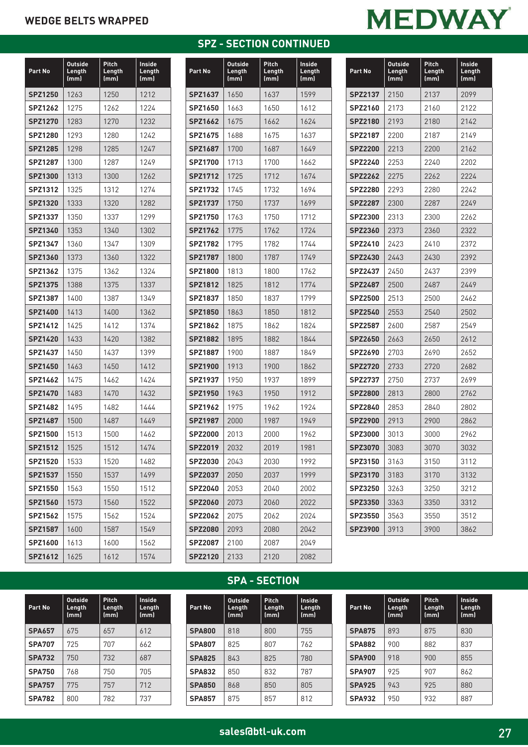## WEDGE BELTS WRAPPED

## SPZ - SECTION CONTINUED

| Part No | Outside Length (mm) | Pitch Length (mm) | Inside Length (mm) |
|---|---|---|---|
| **SPZ1250** | 1263 | 1250 | 1212 |
| **SPZ1262** | 1275 | 1262 | 1224 |
| **SPZ1270** | 1283 | 1270 | 1232 |
| **SPZ1280** | 1293 | 1280 | 1242 |
| **SPZ1285** | 1298 | 1285 | 1247 |
| **SPZ1287** | 1300 | 1287 | 1249 |
| **SPZ1300** | 1313 | 1300 | 1262 |
| **SPZ1312** | 1325 | 1312 | 1274 |
| **SPZ1320** | 1333 | 1320 | 1282 |
| **SPZ1337** | 1350 | 1337 | 1299 |
| **SPZ1340** | 1353 | 1340 | 1302 |
| **SPZ1347** | 1360 | 1347 | 1309 |
| **SPZ1360** | 1373 | 1360 | 1322 |
| **SPZ1362** | 1375 | 1362 | 1324 |
| **SPZ1375** | 1388 | 1375 | 1337 |
| **SPZ1387** | 1400 | 1387 | 1349 |
| **SPZ1400** | 1413 | 1400 | 1362 |
| **SPZ1412** | 1425 | 1412 | 1374 |
| **SPZ1420** | 1433 | 1420 | 1382 |
| **SPZ1437** | 1450 | 1437 | 1399 |
| **SPZ1450** | 1463 | 1450 | 1412 |
| **SPZ1462** | 1475 | 1462 | 1424 |
| **SPZ1470** | 1483 | 1470 | 1432 |
| **SPZ1482** | 1495 | 1482 | 1444 |
| **SPZ1487** | 1500 | 1487 | 1449 |
| **SPZ1500** | 1513 | 1500 | 1462 |
| **SPZ1512** | 1525 | 1512 | 1474 |
| **SPZ1520** | 1533 | 1520 | 1482 |
| **SPZ1537** | 1550 | 1537 | 1499 |
| **SPZ1550** | 1563 | 1550 | 1512 |
| **SPZ1560** | 1573 | 1560 | 1522 |
| **SPZ1562** | 1575 | 1562 | 1524 |
| **SPZ1587** | 1600 | 1587 | 1549 |
| **SPZ1600** | 1613 | 1600 | 1562 |
| **SPZ1612** | 1625 | 1612 | 1574 |
| **SPZ1637** | 1650 | 1637 | 1599 |
| **SPZ1650** | 1663 | 1650 | 1612 |
| **SPZ1662** | 1675 | 1662 | 1624 |
| **SPZ1675** | 1688 | 1675 | 1637 |
| **SPZ1687** | 1700 | 1687 | 1649 |
| **SPZ1700** | 1713 | 1700 | 1662 |
| **SPZ1712** | 1725 | 1712 | 1674 |
| **SPZ1732** | 1745 | 1732 | 1694 |
| **SPZ1737** | 1750 | 1737 | 1699 |
| **SPZ1750** | 1763 | 1750 | 1712 |
| **SPZ1762** | 1775 | 1762 | 1724 |
| **SPZ1782** | 1795 | 1782 | 1744 |
| **SPZ1787** | 1800 | 1787 | 1749 |
| **SPZ1800** | 1813 | 1800 | 1762 |
| **SPZ1812** | 1825 | 1812 | 1774 |
| **SPZ1837** | 1850 | 1837 | 1799 |
| **SPZ1850** | 1863 | 1850 | 1812 |
| **SPZ1862** | 1875 | 1862 | 1824 |
| **SPZ1882** | 1895 | 1882 | 1844 |
| **SPZ1887** | 1900 | 1887 | 1849 |
| **SPZ1900** | 1913 | 1900 | 1862 |
| **SPZ1937** | 1950 | 1937 | 1899 |
| **SPZ1950** | 1963 | 1950 | 1912 |
| **SPZ1962** | 1975 | 1962 | 1924 |
| **SPZ1987** | 2000 | 1987 | 1949 |
| **SPZ2000** | 2013 | 2000 | 1962 |
| **SPZ2019** | 2032 | 2019 | 1981 |
| **SPZ2030** | 2043 | 2030 | 1992 |
| **SPZ2037** | 2050 | 2037 | 1999 |
| **SPZ2040** | 2053 | 2040 | 2002 |
| **SPZ2060** | 2073 | 2060 | 2022 |
| **SPZ2062** | 2075 | 2062 | 2024 |
| **SPZ2080** | 2093 | 2080 | 2042 |
| **SPZ2087** | 2100 | 2087 | 2049 |
| **SPZ2120** | 2133 | 2120 | 2082 |
| **SPZ2137** | 2150 | 2137 | 2099 |
| **SPZ2160** | 2173 | 2160 | 2122 |
| **SPZ2180** | 2193 | 2180 | 2142 |
| **SPZ2187** | 2200 | 2187 | 2149 |
| **SPZ2200** | 2213 | 2200 | 2162 |
| **SPZ2240** | 2253 | 2240 | 2202 |
| **SPZ2262** | 2275 | 2262 | 2224 |
| **SPZ2280** | 2293 | 2280 | 2242 |
| **SPZ2287** | 2300 | 2287 | 2249 |
| **SPZ2300** | 2313 | 2300 | 2262 |
| **SPZ2360** | 2373 | 2360 | 2322 |
| **SPZ2410** | 2423 | 2410 | 2372 |
| **SPZ2430** | 2443 | 2430 | 2392 |
| **SPZ2437** | 2450 | 2437 | 2399 |
| **SPZ2487** | 2500 | 2487 | 2449 |
| **SPZ2500** | 2513 | 2500 | 2462 |
| **SPZ2540** | 2553 | 2540 | 2502 |
| **SPZ2587** | 2600 | 2587 | 2549 |
| **SPZ2650** | 2663 | 2650 | 2612 |
| **SPZ2690** | 2703 | 2690 | 2652 |
| **SPZ2720** | 2733 | 2720 | 2682 |
| **SPZ2737** | 2750 | 2737 | 2699 |
| **SPZ2800** | 2813 | 2800 | 2762 |
| **SPZ2840** | 2853 | 2840 | 2802 |
| **SPZ2900** | 2913 | 2900 | 2862 |
| **SPZ3000** | 3013 | 3000 | 2962 |
| **SPZ3070** | 3083 | 3070 | 3032 |
| **SPZ3150** | 3163 | 3150 | 3112 |
| **SPZ3170** | 3183 | 3170 | 3132 |
| **SPZ3250** | 3263 | 3250 | 3212 |
| **SPZ3350** | 3363 | 3350 | 3312 |
| **SPZ3550** | 3563 | 3550 | 3512 |
| **SPZ3900** | 3913 | 3900 | 3862 |

## SPA - SECTION

| Part No | Outside Length (mm) | Pitch Length (mm) | Inside Length (mm) |
|---|---|---|---|
| **SPA657** | 675 | 657 | 612 |
| **SPA707** | 725 | 707 | 662 |
| **SPA732** | 750 | 732 | 687 |
| **SPA750** | 768 | 750 | 705 |
| **SPA757** | 775 | 757 | 712 |
| **SPA782** | 800 | 782 | 737 |
| **SPA800** | 818 | 800 | 755 |
| **SPA807** | 825 | 807 | 762 |
| **SPA825** | 843 | 825 | 780 |
| **SPA832** | 850 | 832 | 787 |
| **SPA850** | 868 | 850 | 805 |
| **SPA857** | 875 | 857 | 812 |
| **SPA875** | 893 | 875 | 830 |
| **SPA882** | 900 | 882 | 837 |
| **SPA900** | 918 | 900 | 855 |
| **SPA907** | 925 | 907 | 862 |
| **SPA925** | 943 | 925 | 880 |
| **SPA932** | 950 | 932 | 887 |

sales@btl-uk.com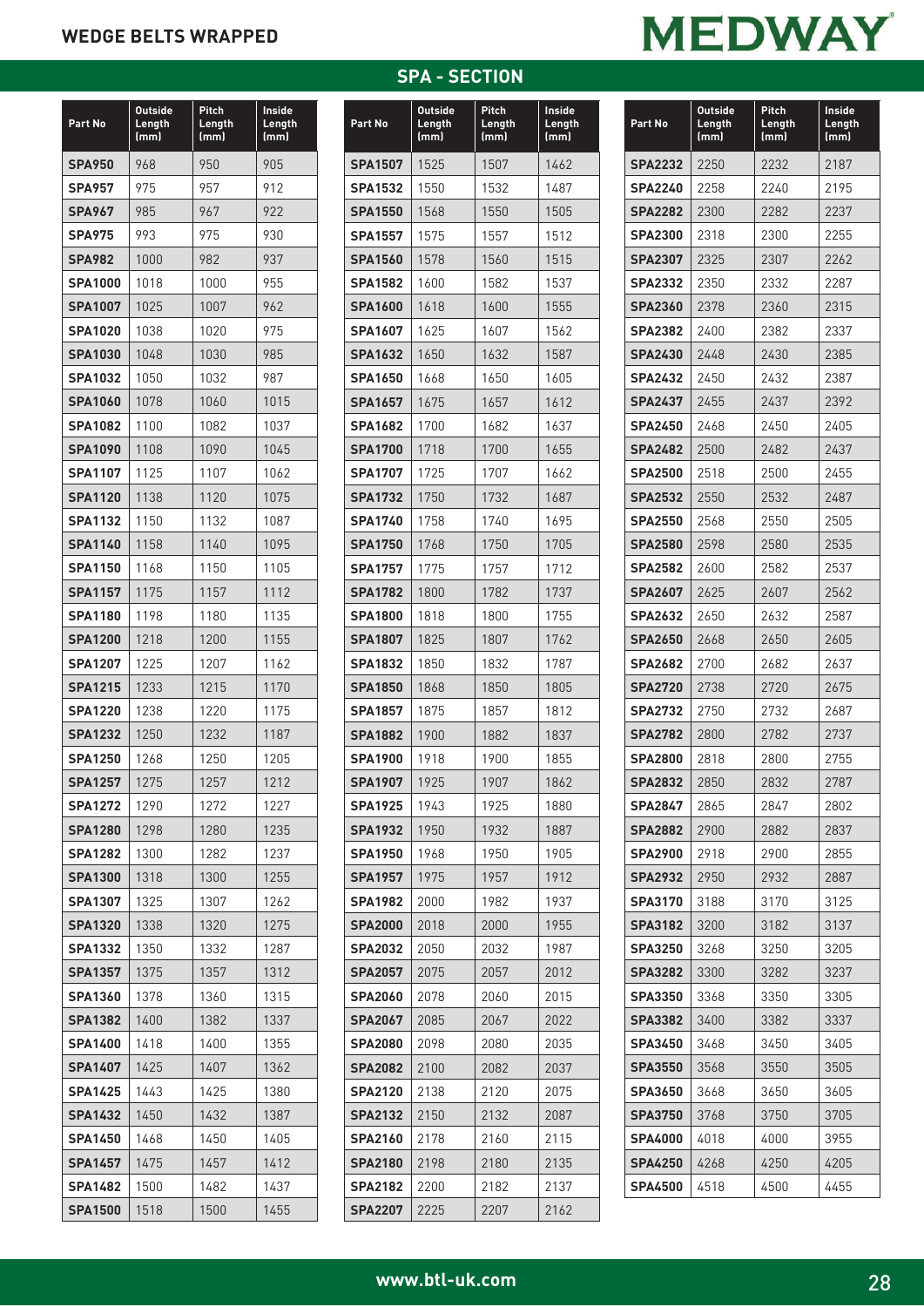## WEDGE BELTS WRAPPED

MEDWAY

## SPA - SECTION

| Part No | Outside Length (mm) | Pitch Length (mm) | Inside Length (mm) |
|---|---|---|---|
| **SPA950** | 968 | 950 | 905 |
| **SPA957** | 975 | 957 | 912 |
| **SPA967** | 985 | 967 | 922 |
| **SPA975** | 993 | 975 | 930 |
| **SPA982** | 1000 | 982 | 937 |
| **SPA1000** | 1018 | 1000 | 955 |
| **SPA1007** | 1025 | 1007 | 962 |
| **SPA1020** | 1038 | 1020 | 975 |
| **SPA1030** | 1048 | 1030 | 985 |
| **SPA1032** | 1050 | 1032 | 987 |
| **SPA1060** | 1078 | 1060 | 1015 |
| **SPA1082** | 1100 | 1082 | 1037 |
| **SPA1090** | 1108 | 1090 | 1045 |
| **SPA1107** | 1125 | 1107 | 1062 |
| **SPA1120** | 1138 | 1120 | 1075 |
| **SPA1132** | 1150 | 1132 | 1087 |
| **SPA1140** | 1158 | 1140 | 1095 |
| **SPA1150** | 1168 | 1150 | 1105 |
| **SPA1157** | 1175 | 1157 | 1112 |
| **SPA1180** | 1198 | 1180 | 1135 |
| **SPA1200** | 1218 | 1200 | 1155 |
| **SPA1207** | 1225 | 1207 | 1162 |
| **SPA1215** | 1233 | 1215 | 1170 |
| **SPA1220** | 1238 | 1220 | 1175 |
| **SPA1232** | 1250 | 1232 | 1187 |
| **SPA1250** | 1268 | 1250 | 1205 |
| **SPA1257** | 1275 | 1257 | 1212 |
| **SPA1272** | 1290 | 1272 | 1227 |
| **SPA1280** | 1298 | 1280 | 1235 |
| **SPA1282** | 1300 | 1282 | 1237 |
| **SPA1300** | 1318 | 1300 | 1255 |
| **SPA1307** | 1325 | 1307 | 1262 |
| **SPA1320** | 1338 | 1320 | 1275 |
| **SPA1332** | 1350 | 1332 | 1287 |
| **SPA1357** | 1375 | 1357 | 1312 |
| **SPA1360** | 1378 | 1360 | 1315 |
| **SPA1382** | 1400 | 1382 | 1337 |
| **SPA1400** | 1418 | 1400 | 1355 |
| **SPA1407** | 1425 | 1407 | 1362 |
| **SPA1425** | 1443 | 1425 | 1380 |
| **SPA1432** | 1450 | 1432 | 1387 |
| **SPA1450** | 1468 | 1450 | 1405 |
| **SPA1457** | 1475 | 1457 | 1412 |
| **SPA1482** | 1500 | 1482 | 1437 |
| **SPA1500** | 1518 | 1500 | 1455 |
| **SPA1507** | 1525 | 1507 | 1462 |
| **SPA1532** | 1550 | 1532 | 1487 |
| **SPA1550** | 1568 | 1550 | 1505 |
| **SPA1557** | 1575 | 1557 | 1512 |
| **SPA1560** | 1578 | 1560 | 1515 |
| **SPA1582** | 1600 | 1582 | 1537 |
| **SPA1600** | 1618 | 1600 | 1555 |
| **SPA1607** | 1625 | 1607 | 1562 |
| **SPA1632** | 1650 | 1632 | 1587 |
| **SPA1650** | 1668 | 1650 | 1605 |
| **SPA1657** | 1675 | 1657 | 1612 |
| **SPA1682** | 1700 | 1682 | 1637 |
| **SPA1700** | 1718 | 1700 | 1655 |
| **SPA1707** | 1725 | 1707 | 1662 |
| **SPA1732** | 1750 | 1732 | 1687 |
| **SPA1740** | 1758 | 1740 | 1695 |
| **SPA1750** | 1768 | 1750 | 1705 |
| **SPA1757** | 1775 | 1757 | 1712 |
| **SPA1782** | 1800 | 1782 | 1737 |
| **SPA1800** | 1818 | 1800 | 1755 |
| **SPA1807** | 1825 | 1807 | 1762 |
| **SPA1832** | 1850 | 1832 | 1787 |
| **SPA1850** | 1868 | 1850 | 1805 |
| **SPA1857** | 1875 | 1857 | 1812 |
| **SPA1882** | 1900 | 1882 | 1837 |
| **SPA1900** | 1918 | 1900 | 1855 |
| **SPA1907** | 1925 | 1907 | 1862 |
| **SPA1925** | 1943 | 1925 | 1880 |
| **SPA1932** | 1950 | 1932 | 1887 |
| **SPA1950** | 1968 | 1950 | 1905 |
| **SPA1957** | 1975 | 1957 | 1912 |
| **SPA1982** | 2000 | 1982 | 1937 |
| **SPA2000** | 2018 | 2000 | 1955 |
| **SPA2032** | 2050 | 2032 | 1987 |
| **SPA2057** | 2075 | 2057 | 2012 |
| **SPA2060** | 2078 | 2060 | 2015 |
| **SPA2067** | 2085 | 2067 | 2022 |
| **SPA2080** | 2098 | 2080 | 2035 |
| **SPA2082** | 2100 | 2082 | 2037 |
| **SPA2120** | 2138 | 2120 | 2075 |
| **SPA2132** | 2150 | 2132 | 2087 |
| **SPA2160** | 2178 | 2160 | 2115 |
| **SPA2180** | 2198 | 2180 | 2135 |
| **SPA2182** | 2200 | 2182 | 2137 |
| **SPA2207** | 2225 | 2207 | 2162 |
| **SPA2232** | 2250 | 2232 | 2187 |
| **SPA2240** | 2258 | 2240 | 2195 |
| **SPA2282** | 2300 | 2282 | 2237 |
| **SPA2300** | 2318 | 2300 | 2255 |
| **SPA2307** | 2325 | 2307 | 2262 |
| **SPA2332** | 2350 | 2332 | 2287 |
| **SPA2360** | 2378 | 2360 | 2315 |
| **SPA2382** | 2400 | 2382 | 2337 |
| **SPA2430** | 2448 | 2430 | 2385 |
| **SPA2432** | 2450 | 2432 | 2387 |
| **SPA2437** | 2455 | 2437 | 2392 |
| **SPA2450** | 2468 | 2450 | 2405 |
| **SPA2482** | 2500 | 2482 | 2437 |
| **SPA2500** | 2518 | 2500 | 2455 |
| **SPA2532** | 2550 | 2532 | 2487 |
| **SPA2550** | 2568 | 2550 | 2505 |
| **SPA2580** | 2598 | 2580 | 2535 |
| **SPA2582** | 2600 | 2582 | 2537 |
| **SPA2607** | 2625 | 2607 | 2562 |
| **SPA2632** | 2650 | 2632 | 2587 |
| **SPA2650** | 2668 | 2650 | 2605 |
| **SPA2682** | 2700 | 2682 | 2637 |
| **SPA2720** | 2738 | 2720 | 2675 |
| **SPA2732** | 2750 | 2732 | 2687 |
| **SPA2782** | 2800 | 2782 | 2737 |
| **SPA2800** | 2818 | 2800 | 2755 |
| **SPA2832** | 2850 | 2832 | 2787 |
| **SPA2847** | 2865 | 2847 | 2802 |
| **SPA2882** | 2900 | 2882 | 2837 |
| **SPA2900** | 2918 | 2900 | 2855 |
| **SPA2932** | 2950 | 2932 | 2887 |
| **SPA3170** | 3188 | 3170 | 3125 |
| **SPA3182** | 3200 | 3182 | 3137 |
| **SPA3250** | 3268 | 3250 | 3205 |
| **SPA3282** | 3300 | 3282 | 3237 |
| **SPA3350** | 3368 | 3350 | 3305 |
| **SPA3382** | 3400 | 3382 | 3337 |
| **SPA3450** | 3468 | 3450 | 3405 |
| **SPA3550** | 3568 | 3550 | 3505 |
| **SPA3650** | 3668 | 3650 | 3605 |
| **SPA3750** | 3768 | 3750 | 3705 |
| **SPA4000** | 4018 | 4000 | 3955 |
| **SPA4250** | 4268 | 4250 | 4205 |
| **SPA4500** | 4518 | 4500 | 4455 |

www.btl-uk.com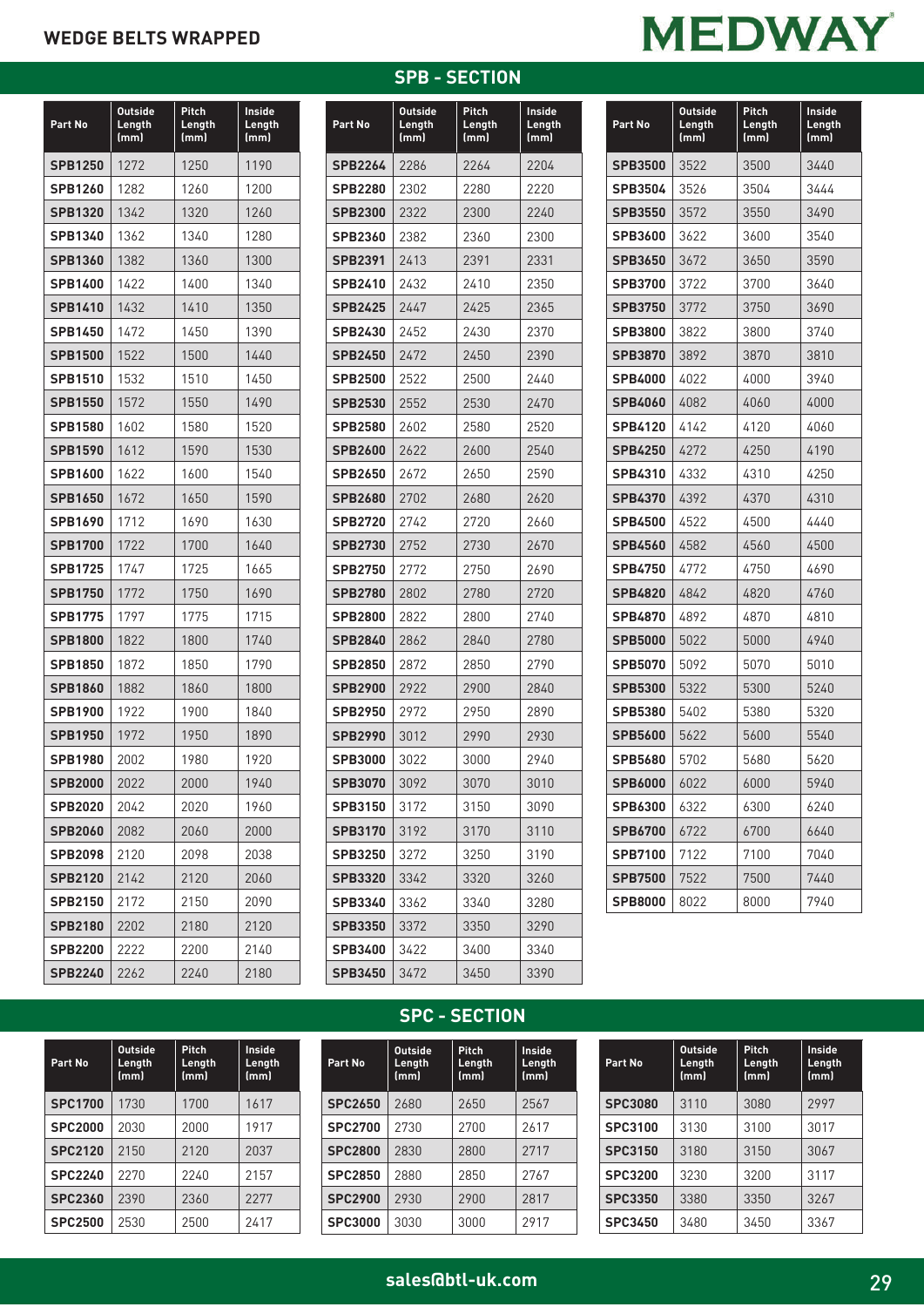## WEDGE BELTS WRAPPED

MEDWAY

### SPB - SECTION

| Part No | Outside Length (mm) | Pitch Length (mm) | Inside Length (mm) |
|---|---|---|---|
| **SPB1250** | 1272 | 1250 | 1190 |
| **SPB1260** | 1282 | 1260 | 1200 |
| **SPB1320** | 1342 | 1320 | 1260 |
| **SPB1340** | 1362 | 1340 | 1280 |
| **SPB1360** | 1382 | 1360 | 1300 |
| **SPB1400** | 1422 | 1400 | 1340 |
| **SPB1410** | 1432 | 1410 | 1350 |
| **SPB1450** | 1472 | 1450 | 1390 |
| **SPB1500** | 1522 | 1500 | 1440 |
| **SPB1510** | 1532 | 1510 | 1450 |
| **SPB1550** | 1572 | 1550 | 1490 |
| **SPB1580** | 1602 | 1580 | 1520 |
| **SPB1590** | 1612 | 1590 | 1530 |
| **SPB1600** | 1622 | 1600 | 1540 |
| **SPB1650** | 1672 | 1650 | 1590 |
| **SPB1690** | 1712 | 1690 | 1630 |
| **SPB1700** | 1722 | 1700 | 1640 |
| **SPB1725** | 1747 | 1725 | 1665 |
| **SPB1750** | 1772 | 1750 | 1690 |
| **SPB1775** | 1797 | 1775 | 1715 |
| **SPB1800** | 1822 | 1800 | 1740 |
| **SPB1850** | 1872 | 1850 | 1790 |
| **SPB1860** | 1882 | 1860 | 1800 |
| **SPB1900** | 1922 | 1900 | 1840 |
| **SPB1950** | 1972 | 1950 | 1890 |
| **SPB1980** | 2002 | 1980 | 1920 |
| **SPB2000** | 2022 | 2000 | 1940 |
| **SPB2020** | 2042 | 2020 | 1960 |
| **SPB2060** | 2082 | 2060 | 2000 |
| **SPB2098** | 2120 | 2098 | 2038 |
| **SPB2120** | 2142 | 2120 | 2060 |
| **SPB2150** | 2172 | 2150 | 2090 |
| **SPB2180** | 2202 | 2180 | 2120 |
| **SPB2200** | 2222 | 2200 | 2140 |
| **SPB2240** | 2262 | 2240 | 2180 |
| **SPB2264** | 2286 | 2264 | 2204 |
| **SPB2280** | 2302 | 2280 | 2220 |
| **SPB2300** | 2322 | 2300 | 2240 |
| **SPB2360** | 2382 | 2360 | 2300 |
| **SPB2391** | 2413 | 2391 | 2331 |
| **SPB2410** | 2432 | 2410 | 2350 |
| **SPB2425** | 2447 | 2425 | 2365 |
| **SPB2430** | 2452 | 2430 | 2370 |
| **SPB2450** | 2472 | 2450 | 2390 |
| **SPB2500** | 2522 | 2500 | 2440 |
| **SPB2530** | 2552 | 2530 | 2470 |
| **SPB2580** | 2602 | 2580 | 2520 |
| **SPB2600** | 2622 | 2600 | 2540 |
| **SPB2650** | 2672 | 2650 | 2590 |
| **SPB2680** | 2702 | 2680 | 2620 |
| **SPB2720** | 2742 | 2720 | 2660 |
| **SPB2730** | 2752 | 2730 | 2670 |
| **SPB2750** | 2772 | 2750 | 2690 |
| **SPB2780** | 2802 | 2780 | 2720 |
| **SPB2800** | 2822 | 2800 | 2740 |
| **SPB2840** | 2862 | 2840 | 2780 |
| **SPB2850** | 2872 | 2850 | 2790 |
| **SPB2900** | 2922 | 2900 | 2840 |
| **SPB2950** | 2972 | 2950 | 2890 |
| **SPB2990** | 3012 | 2990 | 2930 |
| **SPB3000** | 3022 | 3000 | 2940 |
| **SPB3070** | 3092 | 3070 | 3010 |
| **SPB3150** | 3172 | 3150 | 3090 |
| **SPB3170** | 3192 | 3170 | 3110 |
| **SPB3250** | 3272 | 3250 | 3190 |
| **SPB3320** | 3342 | 3320 | 3260 |
| **SPB3340** | 3362 | 3340 | 3280 |
| **SPB3350** | 3372 | 3350 | 3290 |
| **SPB3400** | 3422 | 3400 | 3340 |
| **SPB3450** | 3472 | 3450 | 3390 |
| **SPB3500** | 3522 | 3500 | 3440 |
| **SPB3504** | 3526 | 3504 | 3444 |
| **SPB3550** | 3572 | 3550 | 3490 |
| **SPB3600** | 3622 | 3600 | 3540 |
| **SPB3650** | 3672 | 3650 | 3590 |
| **SPB3700** | 3722 | 3700 | 3640 |
| **SPB3750** | 3772 | 3750 | 3690 |
| **SPB3800** | 3822 | 3800 | 3740 |
| **SPB3870** | 3892 | 3870 | 3810 |
| **SPB4000** | 4022 | 4000 | 3940 |
| **SPB4060** | 4082 | 4060 | 4000 |
| **SPB4120** | 4142 | 4120 | 4060 |
| **SPB4250** | 4272 | 4250 | 4190 |
| **SPB4310** | 4332 | 4310 | 4250 |
| **SPB4370** | 4392 | 4370 | 4310 |
| **SPB4500** | 4522 | 4500 | 4440 |
| **SPB4560** | 4582 | 4560 | 4500 |
| **SPB4750** | 4772 | 4750 | 4690 |
| **SPB4820** | 4842 | 4820 | 4760 |
| **SPB4870** | 4892 | 4870 | 4810 |
| **SPB5000** | 5022 | 5000 | 4940 |
| **SPB5070** | 5092 | 5070 | 5010 |
| **SPB5300** | 5322 | 5300 | 5240 |
| **SPB5380** | 5402 | 5380 | 5320 |
| **SPB5600** | 5622 | 5600 | 5540 |
| **SPB5680** | 5702 | 5680 | 5620 |
| **SPB6000** | 6022 | 6000 | 5940 |
| **SPB6300** | 6322 | 6300 | 6240 |
| **SPB6700** | 6722 | 6700 | 6640 |
| **SPB7100** | 7122 | 7100 | 7040 |
| **SPB7500** | 7522 | 7500 | 7440 |
| **SPB8000** | 8022 | 8000 | 7940 |

### SPC - SECTION

| Part No | Outside Length (mm) | Pitch Length (mm) | Inside Length (mm) |
|---|---|---|---|
| **SPC1700** | 1730 | 1700 | 1617 |
| **SPC2000** | 2030 | 2000 | 1917 |
| **SPC2120** | 2150 | 2120 | 2037 |
| **SPC2240** | 2270 | 2240 | 2157 |
| **SPC2360** | 2390 | 2360 | 2277 |
| **SPC2500** | 2530 | 2500 | 2417 |
| **SPC2650** | 2680 | 2650 | 2567 |
| **SPC2700** | 2730 | 2700 | 2617 |
| **SPC2800** | 2830 | 2800 | 2717 |
| **SPC2850** | 2880 | 2850 | 2767 |
| **SPC2900** | 2930 | 2900 | 2817 |
| **SPC3000** | 3030 | 3000 | 2917 |
| **SPC3080** | 3110 | 3080 | 2997 |
| **SPC3100** | 3130 | 3100 | 3017 |
| **SPC3150** | 3180 | 3150 | 3067 |
| **SPC3200** | 3230 | 3200 | 3117 |
| **SPC3350** | 3380 | 3350 | 3267 |
| **SPC3450** | 3480 | 3450 | 3367 |

sales@btl-uk.com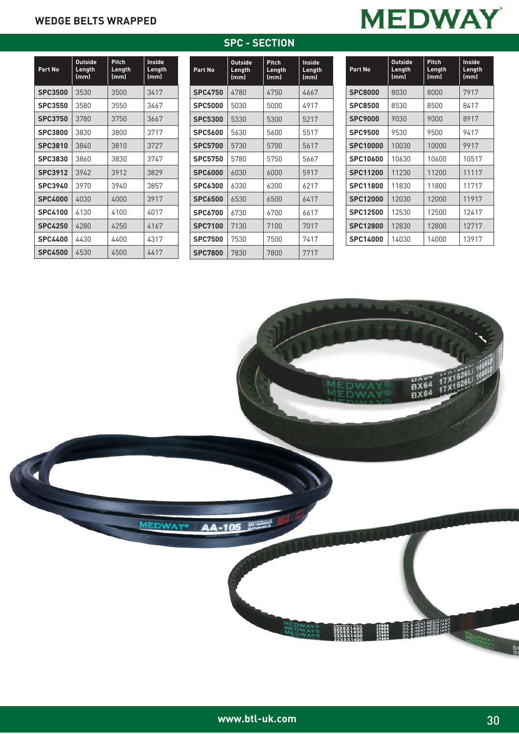## WEDGE BELTS WRAPPED

MEDWAY

### SPC - SECTION

| Part No | Outside Length (mm) | Pitch Length (mm) | Inside Length (mm) |
|---|---|---|---|
| **SPC3500** | 3530 | 3500 | 3417 |
| **SPC3550** | 3580 | 3550 | 3467 |
| **SPC3750** | 3780 | 3750 | 3667 |
| **SPC3800** | 3830 | 3800 | 3717 |
| **SPC3810** | 3840 | 3810 | 3727 |
| **SPC3830** | 3860 | 3830 | 3747 |
| **SPC3912** | 3942 | 3912 | 3829 |
| **SPC3940** | 3970 | 3940 | 3857 |
| **SPC4000** | 4030 | 4000 | 3917 |
| **SPC4100** | 4130 | 4100 | 4017 |
| **SPC4250** | 4280 | 4250 | 4167 |
| **SPC4400** | 4430 | 4400 | 4317 |
| **SPC4500** | 4530 | 4500 | 4417 |

| Part No | Outside Length (mm) | Pitch Length (mm) | Inside Length (mm) |
|---|---|---|---|
| **SPC4750** | 4780 | 4750 | 4667 |
| **SPC5000** | 5030 | 5000 | 4917 |
| **SPC5300** | 5330 | 5300 | 5217 |
| **SPC5600** | 5630 | 5600 | 5517 |
| **SPC5700** | 5730 | 5700 | 5617 |
| **SPC5750** | 5780 | 5750 | 5667 |
| **SPC6000** | 6030 | 6000 | 5917 |
| **SPC6300** | 6330 | 6300 | 6217 |
| **SPC6500** | 6530 | 6500 | 6417 |
| **SPC6700** | 6730 | 6700 | 6617 |
| **SPC7100** | 7130 | 7100 | 7017 |
| **SPC7500** | 7530 | 7500 | 7417 |
| **SPC7800** | 7830 | 7800 | 7717 |

| Part No | Outside Length (mm) | Pitch Length (mm) | Inside Length (mm) |
|---|---|---|---|
| **SPC8000** | 8030 | 8000 | 7917 |
| **SPC8500** | 8530 | 8500 | 8417 |
| **SPC9000** | 9030 | 9000 | 8917 |
| **SPC9500** | 9530 | 9500 | 9417 |
| **SPC10000** | 10030 | 10000 | 9917 |
| **SPC10600** | 10630 | 10600 | 10517 |
| **SPC11200** | 11230 | 11200 | 11117 |
| **SPC11800** | 11830 | 11800 | 11717 |
| **SPC12000** | 12030 | 12000 | 11917 |
| **SPC12500** | 12530 | 12500 | 12417 |
| **SPC12800** | 12830 | 12800 | 12717 |
| **SPC14000** | 14030 | 14000 | 13917 |

www.btl-uk.com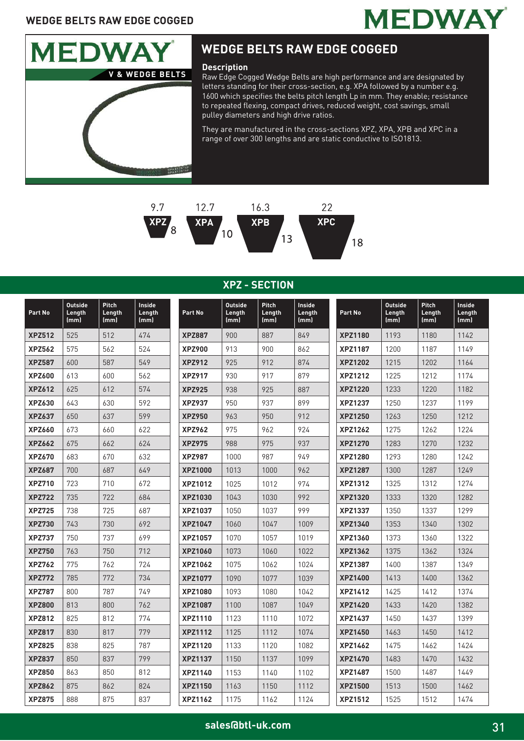## WEDGE BELTS RAW EDGE COGGED

**Description**

Raw Edge Cogged Wedge Belts are high performance and are designated by letters standing for their cross-section, e.g. XPA followed by a number e.g. 1600 which specifies the belts pitch length Lp in mm. They enable; resistance to repeated flexing, compact drives, reduced weight, cost savings, small pulley diameters and high drive ratios.

They are manufactured in the cross-sections XPZ, XPA, XPB and XPC in a range of over 300 lengths and are static conductive to ISO1813.

| Section | Top width (mm) | Height (mm) |
|---|---|---|
| XPZ | 9.7 | 8 |
| XPA | 12.7 | 10 |
| XPB | 16.3 | 13 |
| XPC | 22 | 18 |

## XPZ - SECTION

| Part No | Outside Length (mm) | Pitch Length (mm) | Inside Length (mm) |
|---|---|---|---|
| XPZ512 | 525 | 512 | 474 |
| XPZ562 | 575 | 562 | 524 |
| XPZ587 | 600 | 587 | 549 |
| XPZ600 | 613 | 600 | 562 |
| XPZ612 | 625 | 612 | 574 |
| XPZ630 | 643 | 630 | 592 |
| XPZ637 | 650 | 637 | 599 |
| XPZ660 | 673 | 660 | 622 |
| XPZ662 | 675 | 662 | 624 |
| XPZ670 | 683 | 670 | 632 |
| XPZ687 | 700 | 687 | 649 |
| XPZ710 | 723 | 710 | 672 |
| XPZ722 | 735 | 722 | 684 |
| XPZ725 | 738 | 725 | 687 |
| XPZ730 | 743 | 730 | 692 |
| XPZ737 | 750 | 737 | 699 |
| XPZ750 | 763 | 750 | 712 |
| XPZ762 | 775 | 762 | 724 |
| XPZ772 | 785 | 772 | 734 |
| XPZ787 | 800 | 787 | 749 |
| XPZ800 | 813 | 800 | 762 |
| XPZ812 | 825 | 812 | 774 |
| XPZ817 | 830 | 817 | 779 |
| XPZ825 | 838 | 825 | 787 |
| XPZ837 | 850 | 837 | 799 |
| XPZ850 | 863 | 850 | 812 |
| XPZ862 | 875 | 862 | 824 |
| XPZ875 | 888 | 875 | 837 |
| XPZ887 | 900 | 887 | 849 |
| XPZ900 | 913 | 900 | 862 |
| XPZ912 | 925 | 912 | 874 |
| XPZ917 | 930 | 917 | 879 |
| XPZ925 | 938 | 925 | 887 |
| XPZ937 | 950 | 937 | 899 |
| XPZ950 | 963 | 950 | 912 |
| XPZ962 | 975 | 962 | 924 |
| XPZ975 | 988 | 975 | 937 |
| XPZ987 | 1000 | 987 | 949 |
| XPZ1000 | 1013 | 1000 | 962 |
| XPZ1012 | 1025 | 1012 | 974 |
| XPZ1030 | 1043 | 1030 | 992 |
| XPZ1037 | 1050 | 1037 | 999 |
| XPZ1047 | 1060 | 1047 | 1009 |
| XPZ1057 | 1070 | 1057 | 1019 |
| XPZ1060 | 1073 | 1060 | 1022 |
| XPZ1062 | 1075 | 1062 | 1024 |
| XPZ1077 | 1090 | 1077 | 1039 |
| XPZ1080 | 1093 | 1080 | 1042 |
| XPZ1087 | 1100 | 1087 | 1049 |
| XPZ1110 | 1123 | 1110 | 1072 |
| XPZ1112 | 1125 | 1112 | 1074 |
| XPZ1120 | 1133 | 1120 | 1082 |
| XPZ1137 | 1150 | 1137 | 1099 |
| XPZ1140 | 1153 | 1140 | 1102 |
| XPZ1150 | 1163 | 1150 | 1112 |
| XPZ1162 | 1175 | 1162 | 1124 |
| XPZ1180 | 1193 | 1180 | 1142 |
| XPZ1187 | 1200 | 1187 | 1149 |
| XPZ1202 | 1215 | 1202 | 1164 |
| XPZ1212 | 1225 | 1212 | 1174 |
| XPZ1220 | 1233 | 1220 | 1182 |
| XPZ1237 | 1250 | 1237 | 1199 |
| XPZ1250 | 1263 | 1250 | 1212 |
| XPZ1262 | 1275 | 1262 | 1224 |
| XPZ1270 | 1283 | 1270 | 1232 |
| XPZ1280 | 1293 | 1280 | 1242 |
| XPZ1287 | 1300 | 1287 | 1249 |
| XPZ1312 | 1325 | 1312 | 1274 |
| XPZ1320 | 1333 | 1320 | 1282 |
| XPZ1337 | 1350 | 1337 | 1299 |
| XPZ1340 | 1353 | 1340 | 1302 |
| XPZ1360 | 1373 | 1360 | 1322 |
| XPZ1362 | 1375 | 1362 | 1324 |
| XPZ1387 | 1400 | 1387 | 1349 |
| XPZ1400 | 1413 | 1400 | 1362 |
| XPZ1412 | 1425 | 1412 | 1374 |
| XPZ1420 | 1433 | 1420 | 1382 |
| XPZ1437 | 1450 | 1437 | 1399 |
| XPZ1450 | 1463 | 1450 | 1412 |
| XPZ1462 | 1475 | 1462 | 1424 |
| XPZ1470 | 1483 | 1470 | 1432 |
| XPZ1487 | 1500 | 1487 | 1449 |
| XPZ1500 | 1513 | 1500 | 1462 |
| XPZ1512 | 1525 | 1512 | 1474 |

sales@btl-uk.com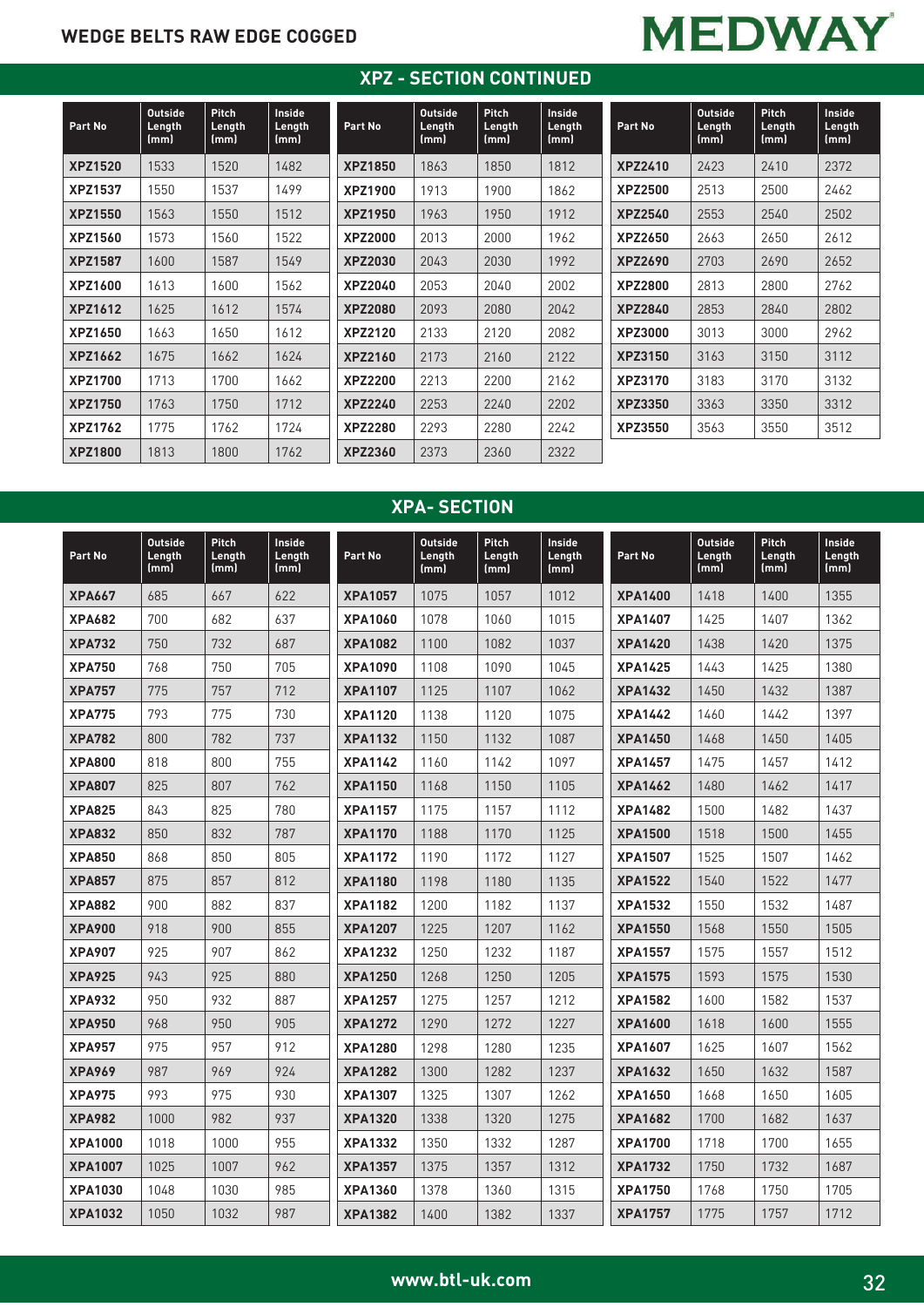## WEDGE BELTS RAW EDGE COGGED

MEDWAY

### XPZ - SECTION CONTINUED

| Part No | Outside Length (mm) | Pitch Length (mm) | Inside Length (mm) |
|---|---|---|---|
| XPZ1520 | 1533 | 1520 | 1482 |
| XPZ1537 | 1550 | 1537 | 1499 |
| XPZ1550 | 1563 | 1550 | 1512 |
| XPZ1560 | 1573 | 1560 | 1522 |
| XPZ1587 | 1600 | 1587 | 1549 |
| XPZ1600 | 1613 | 1600 | 1562 |
| XPZ1612 | 1625 | 1612 | 1574 |
| XPZ1650 | 1663 | 1650 | 1612 |
| XPZ1662 | 1675 | 1662 | 1624 |
| XPZ1700 | 1713 | 1700 | 1662 |
| XPZ1750 | 1763 | 1750 | 1712 |
| XPZ1762 | 1775 | 1762 | 1724 |
| XPZ1800 | 1813 | 1800 | 1762 |
| XPZ1850 | 1863 | 1850 | 1812 |
| XPZ1900 | 1913 | 1900 | 1862 |
| XPZ1950 | 1963 | 1950 | 1912 |
| XPZ2000 | 2013 | 2000 | 1962 |
| XPZ2030 | 2043 | 2030 | 1992 |
| XPZ2040 | 2053 | 2040 | 2002 |
| XPZ2080 | 2093 | 2080 | 2042 |
| XPZ2120 | 2133 | 2120 | 2082 |
| XPZ2160 | 2173 | 2160 | 2122 |
| XPZ2200 | 2213 | 2200 | 2162 |
| XPZ2240 | 2253 | 2240 | 2202 |
| XPZ2280 | 2293 | 2280 | 2242 |
| XPZ2360 | 2373 | 2360 | 2322 |
| XPZ2410 | 2423 | 2410 | 2372 |
| XPZ2500 | 2513 | 2500 | 2462 |
| XPZ2540 | 2553 | 2540 | 2502 |
| XPZ2650 | 2663 | 2650 | 2612 |
| XPZ2690 | 2703 | 2690 | 2652 |
| XPZ2800 | 2813 | 2800 | 2762 |
| XPZ2840 | 2853 | 2840 | 2802 |
| XPZ3000 | 3013 | 3000 | 2962 |
| XPZ3150 | 3163 | 3150 | 3112 |
| XPZ3170 | 3183 | 3170 | 3132 |
| XPZ3350 | 3363 | 3350 | 3312 |
| XPZ3550 | 3563 | 3550 | 3512 |

### XPA- SECTION

| Part No | Outside Length (mm) | Pitch Length (mm) | Inside Length (mm) |
|---|---|---|---|
| XPA667 | 685 | 667 | 622 |
| XPA682 | 700 | 682 | 637 |
| XPA732 | 750 | 732 | 687 |
| XPA750 | 768 | 750 | 705 |
| XPA757 | 775 | 757 | 712 |
| XPA775 | 793 | 775 | 730 |
| XPA782 | 800 | 782 | 737 |
| XPA800 | 818 | 800 | 755 |
| XPA807 | 825 | 807 | 762 |
| XPA825 | 843 | 825 | 780 |
| XPA832 | 850 | 832 | 787 |
| XPA850 | 868 | 850 | 805 |
| XPA857 | 875 | 857 | 812 |
| XPA882 | 900 | 882 | 837 |
| XPA900 | 918 | 900 | 855 |
| XPA907 | 925 | 907 | 862 |
| XPA925 | 943 | 925 | 880 |
| XPA932 | 950 | 932 | 887 |
| XPA950 | 968 | 950 | 905 |
| XPA957 | 975 | 957 | 912 |
| XPA969 | 987 | 969 | 924 |
| XPA975 | 993 | 975 | 930 |
| XPA982 | 1000 | 982 | 937 |
| XPA1000 | 1018 | 1000 | 955 |
| XPA1007 | 1025 | 1007 | 962 |
| XPA1030 | 1048 | 1030 | 985 |
| XPA1032 | 1050 | 1032 | 987 |
| XPA1057 | 1075 | 1057 | 1012 |
| XPA1060 | 1078 | 1060 | 1015 |
| XPA1082 | 1100 | 1082 | 1037 |
| XPA1090 | 1108 | 1090 | 1045 |
| XPA1107 | 1125 | 1107 | 1062 |
| XPA1120 | 1138 | 1120 | 1075 |
| XPA1132 | 1150 | 1132 | 1087 |
| XPA1142 | 1160 | 1142 | 1097 |
| XPA1150 | 1168 | 1150 | 1105 |
| XPA1157 | 1175 | 1157 | 1112 |
| XPA1170 | 1188 | 1170 | 1125 |
| XPA1172 | 1190 | 1172 | 1127 |
| XPA1180 | 1198 | 1180 | 1135 |
| XPA1182 | 1200 | 1182 | 1137 |
| XPA1207 | 1225 | 1207 | 1162 |
| XPA1232 | 1250 | 1232 | 1187 |
| XPA1250 | 1268 | 1250 | 1205 |
| XPA1257 | 1275 | 1257 | 1212 |
| XPA1272 | 1290 | 1272 | 1227 |
| XPA1280 | 1298 | 1280 | 1235 |
| XPA1282 | 1300 | 1282 | 1237 |
| XPA1307 | 1325 | 1307 | 1262 |
| XPA1320 | 1338 | 1320 | 1275 |
| XPA1332 | 1350 | 1332 | 1287 |
| XPA1357 | 1375 | 1357 | 1312 |
| XPA1360 | 1378 | 1360 | 1315 |
| XPA1382 | 1400 | 1382 | 1337 |
| XPA1400 | 1418 | 1400 | 1355 |
| XPA1407 | 1425 | 1407 | 1362 |
| XPA1420 | 1438 | 1420 | 1375 |
| XPA1425 | 1443 | 1425 | 1380 |
| XPA1432 | 1450 | 1432 | 1387 |
| XPA1442 | 1460 | 1442 | 1397 |
| XPA1450 | 1468 | 1450 | 1405 |
| XPA1457 | 1475 | 1457 | 1412 |
| XPA1462 | 1480 | 1462 | 1417 |
| XPA1482 | 1500 | 1482 | 1437 |
| XPA1500 | 1518 | 1500 | 1455 |
| XPA1507 | 1525 | 1507 | 1462 |
| XPA1522 | 1540 | 1522 | 1477 |
| XPA1532 | 1550 | 1532 | 1487 |
| XPA1550 | 1568 | 1550 | 1505 |
| XPA1557 | 1575 | 1557 | 1512 |
| XPA1575 | 1593 | 1575 | 1530 |
| XPA1582 | 1600 | 1582 | 1537 |
| XPA1600 | 1618 | 1600 | 1555 |
| XPA1607 | 1625 | 1607 | 1562 |
| XPA1632 | 1650 | 1632 | 1587 |
| XPA1650 | 1668 | 1650 | 1605 |
| XPA1682 | 1700 | 1682 | 1637 |
| XPA1700 | 1718 | 1700 | 1655 |
| XPA1732 | 1750 | 1732 | 1687 |
| XPA1750 | 1768 | 1750 | 1705 |
| XPA1757 | 1775 | 1757 | 1712 |

www.btl-uk.com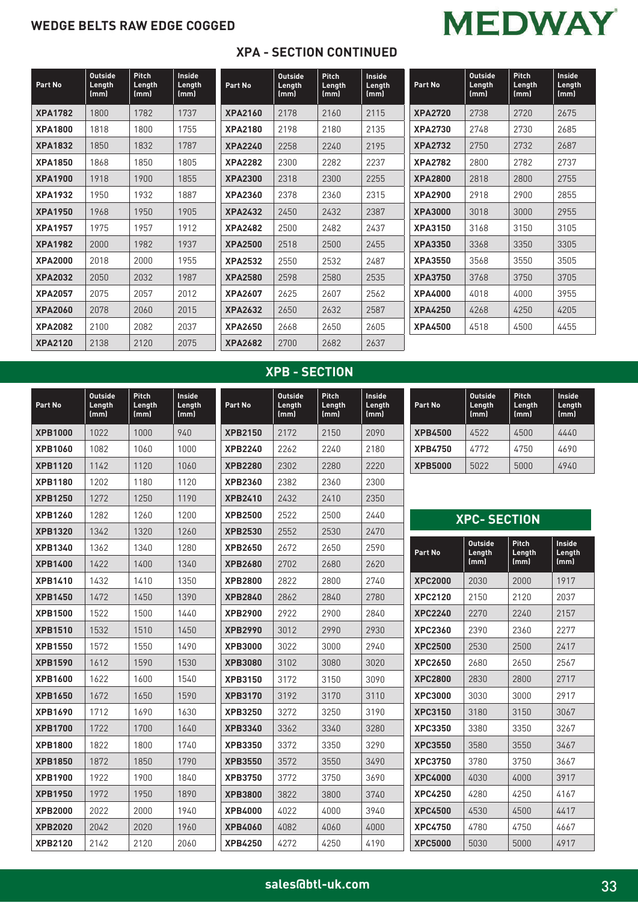## WEDGE BELTS RAW EDGE COGGED

MEDWAY

### XPA - SECTION CONTINUED

| Part No | Outside Length (mm) | Pitch Length (mm) | Inside Length (mm) |
|---|---|---|---|
| XPA1782 | 1800 | 1782 | 1737 |
| XPA1800 | 1818 | 1800 | 1755 |
| XPA1832 | 1850 | 1832 | 1787 |
| XPA1850 | 1868 | 1850 | 1805 |
| XPA1900 | 1918 | 1900 | 1855 |
| XPA1932 | 1950 | 1932 | 1887 |
| XPA1950 | 1968 | 1950 | 1905 |
| XPA1957 | 1975 | 1957 | 1912 |
| XPA1982 | 2000 | 1982 | 1937 |
| XPA2000 | 2018 | 2000 | 1955 |
| XPA2032 | 2050 | 2032 | 1987 |
| XPA2057 | 2075 | 2057 | 2012 |
| XPA2060 | 2078 | 2060 | 2015 |
| XPA2082 | 2100 | 2082 | 2037 |
| XPA2120 | 2138 | 2120 | 2075 |
| XPA2160 | 2178 | 2160 | 2115 |
| XPA2180 | 2198 | 2180 | 2135 |
| XPA2240 | 2258 | 2240 | 2195 |
| XPA2282 | 2300 | 2282 | 2237 |
| XPA2300 | 2318 | 2300 | 2255 |
| XPA2360 | 2378 | 2360 | 2315 |
| XPA2432 | 2450 | 2432 | 2387 |
| XPA2482 | 2500 | 2482 | 2437 |
| XPA2500 | 2518 | 2500 | 2455 |
| XPA2532 | 2550 | 2532 | 2487 |
| XPA2580 | 2598 | 2580 | 2535 |
| XPA2607 | 2625 | 2607 | 2562 |
| XPA2632 | 2650 | 2632 | 2587 |
| XPA2650 | 2668 | 2650 | 2605 |
| XPA2682 | 2700 | 2682 | 2637 |
| XPA2720 | 2738 | 2720 | 2675 |
| XPA2730 | 2748 | 2730 | 2685 |
| XPA2732 | 2750 | 2732 | 2687 |
| XPA2782 | 2800 | 2782 | 2737 |
| XPA2800 | 2818 | 2800 | 2755 |
| XPA2900 | 2918 | 2900 | 2855 |
| XPA3000 | 3018 | 3000 | 2955 |
| XPA3150 | 3168 | 3150 | 3105 |
| XPA3350 | 3368 | 3350 | 3305 |
| XPA3550 | 3568 | 3550 | 3505 |
| XPA3750 | 3768 | 3750 | 3705 |
| XPA4000 | 4018 | 4000 | 3955 |
| XPA4250 | 4268 | 4250 | 4205 |
| XPA4500 | 4518 | 4500 | 4455 |

### XPB - SECTION

| Part No | Outside Length (mm) | Pitch Length (mm) | Inside Length (mm) |
|---|---|---|---|
| XPB1000 | 1022 | 1000 | 940 |
| XPB1060 | 1082 | 1060 | 1000 |
| XPB1120 | 1142 | 1120 | 1060 |
| XPB1180 | 1202 | 1180 | 1120 |
| XPB1250 | 1272 | 1250 | 1190 |
| XPB1260 | 1282 | 1260 | 1200 |
| XPB1320 | 1342 | 1320 | 1260 |
| XPB1340 | 1362 | 1340 | 1280 |
| XPB1400 | 1422 | 1400 | 1340 |
| XPB1410 | 1432 | 1410 | 1350 |
| XPB1450 | 1472 | 1450 | 1390 |
| XPB1500 | 1522 | 1500 | 1440 |
| XPB1510 | 1532 | 1510 | 1450 |
| XPB1550 | 1572 | 1550 | 1490 |
| XPB1590 | 1612 | 1590 | 1530 |
| XPB1600 | 1622 | 1600 | 1540 |
| XPB1650 | 1672 | 1650 | 1590 |
| XPB1690 | 1712 | 1690 | 1630 |
| XPB1700 | 1722 | 1700 | 1640 |
| XPB1800 | 1822 | 1800 | 1740 |
| XPB1850 | 1872 | 1850 | 1790 |
| XPB1900 | 1922 | 1900 | 1840 |
| XPB1950 | 1972 | 1950 | 1890 |
| XPB2000 | 2022 | 2000 | 1940 |
| XPB2020 | 2042 | 2020 | 1960 |
| XPB2120 | 2142 | 2120 | 2060 |
| XPB2150 | 2172 | 2150 | 2090 |
| XPB2240 | 2262 | 2240 | 2180 |
| XPB2280 | 2302 | 2280 | 2220 |
| XPB2360 | 2382 | 2360 | 2300 |
| XPB2410 | 2432 | 2410 | 2350 |
| XPB2500 | 2522 | 2500 | 2440 |
| XPB2530 | 2552 | 2530 | 2470 |
| XPB2650 | 2672 | 2650 | 2590 |
| XPB2680 | 2702 | 2680 | 2620 |
| XPB2800 | 2822 | 2800 | 2740 |
| XPB2840 | 2862 | 2840 | 2780 |
| XPB2900 | 2922 | 2900 | 2840 |
| XPB2990 | 3012 | 2990 | 2930 |
| XPB3000 | 3022 | 3000 | 2940 |
| XPB3080 | 3102 | 3080 | 3020 |
| XPB3150 | 3172 | 3150 | 3090 |
| XPB3170 | 3192 | 3170 | 3110 |
| XPB3250 | 3272 | 3250 | 3190 |
| XPB3340 | 3362 | 3340 | 3280 |
| XPB3350 | 3372 | 3350 | 3290 |
| XPB3550 | 3572 | 3550 | 3490 |
| XPB3750 | 3772 | 3750 | 3690 |
| XPB3800 | 3822 | 3800 | 3740 |
| XPB4000 | 4022 | 4000 | 3940 |
| XPB4060 | 4082 | 4060 | 4000 |
| XPB4250 | 4272 | 4250 | 4190 |
| XPB4500 | 4522 | 4500 | 4440 |
| XPB4750 | 4772 | 4750 | 4690 |
| XPB5000 | 5022 | 5000 | 4940 |

### XPC- SECTION

| Part No | Outside Length (mm) | Pitch Length (mm) | Inside Length (mm) |
|---|---|---|---|
| XPC2000 | 2030 | 2000 | 1917 |
| XPC2120 | 2150 | 2120 | 2037 |
| XPC2240 | 2270 | 2240 | 2157 |
| XPC2360 | 2390 | 2360 | 2277 |
| XPC2500 | 2530 | 2500 | 2417 |
| XPC2650 | 2680 | 2650 | 2567 |
| XPC2800 | 2830 | 2800 | 2717 |
| XPC3000 | 3030 | 3000 | 2917 |
| XPC3150 | 3180 | 3150 | 3067 |
| XPC3350 | 3380 | 3350 | 3267 |
| XPC3550 | 3580 | 3550 | 3467 |
| XPC3750 | 3780 | 3750 | 3667 |
| XPC4000 | 4030 | 4000 | 3917 |
| XPC4250 | 4280 | 4250 | 4167 |
| XPC4500 | 4530 | 4500 | 4417 |
| XPC4750 | 4780 | 4750 | 4667 |
| XPC5000 | 5030 | 5000 | 4917 |

sales@btl-uk.com